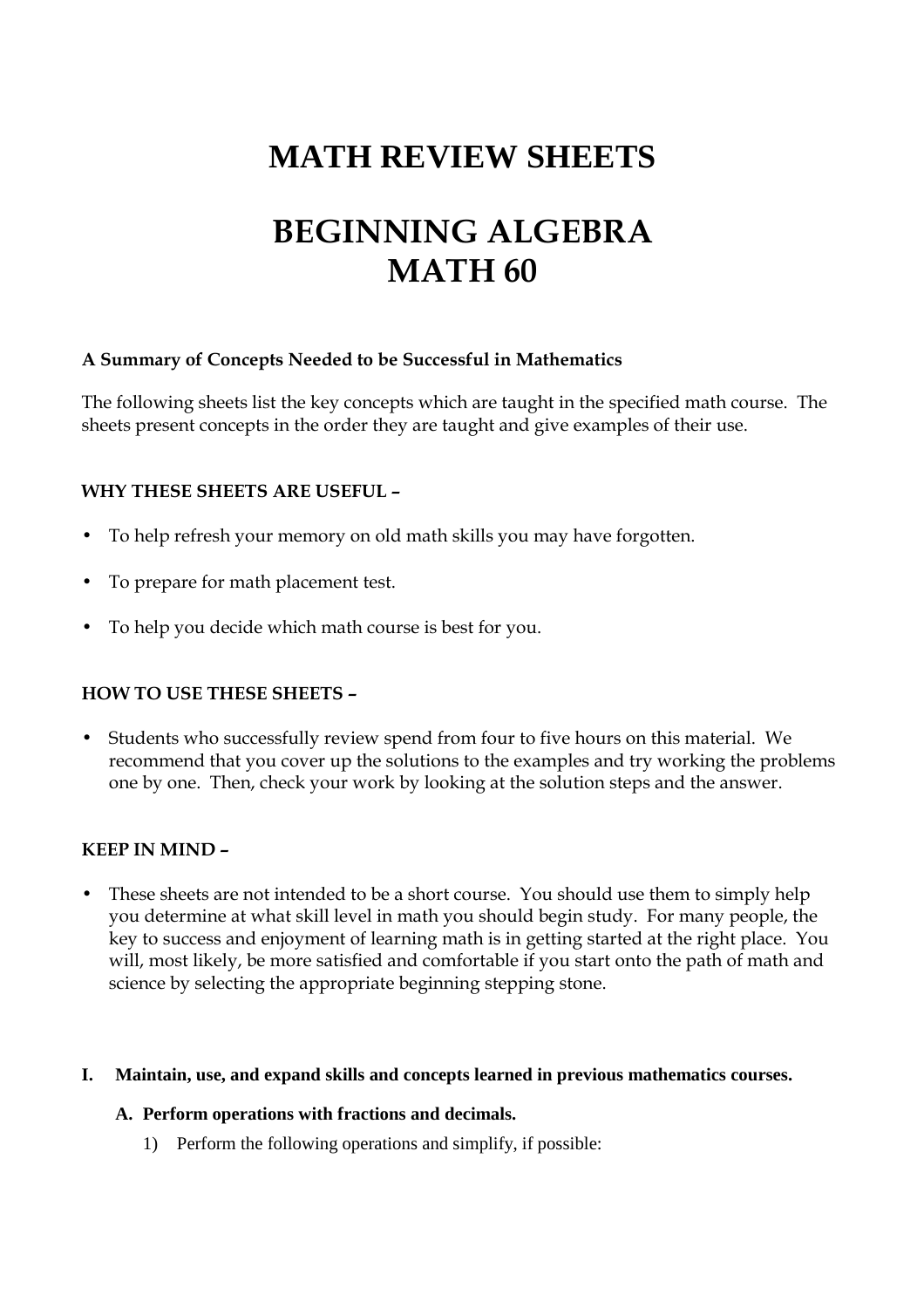# MATH REVIEW SHEETS

# BEGINNING ALGEBRA
# MATH 60

**A Summary of Concepts Needed to be Successful in Mathematics**

The following sheets list the key concepts which are taught in the specified math course. The sheets present concepts in the order they are taught and give examples of their use.

**WHY THESE SHEETS ARE USEFUL –**

- To help refresh your memory on old math skills you may have forgotten.
- To prepare for math placement test.
- To help you decide which math course is best for you.

**HOW TO USE THESE SHEETS –**

- Students who successfully review spend from four to five hours on this material. We recommend that you cover up the solutions to the examples and try working the problems one by one. Then, check your work by looking at the solution steps and the answer.

**KEEP IN MIND –**

- These sheets are not intended to be a short course. You should use them to simply help you determine at what skill level in math you should begin study. For many people, the key to success and enjoyment of learning math is in getting started at the right place. You will, most likely, be more satisfied and comfortable if you start onto the path of math and science by selecting the appropriate beginning stepping stone.

**I. Maintain, use, and expand skills and concepts learned in previous mathematics courses.**

**A. Perform operations with fractions and decimals.**

1) Perform the following operations and simplify, if possible: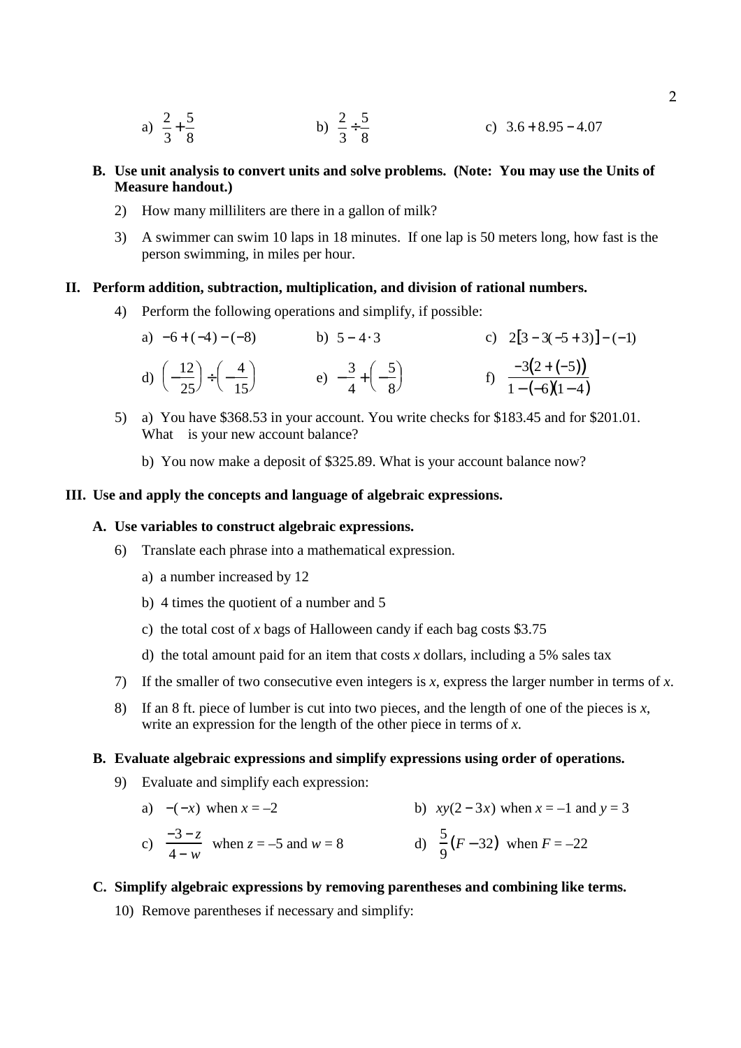a) $\frac{2}{3}+\frac{5}{8}$ b) $\frac{2}{3}\div\frac{5}{8}$ c) $3.6+8.95-4.07$

**B. Use unit analysis to convert units and solve problems. (Note: You may use the Units of Measure handout.)**

2) How many milliliters are there in a gallon of milk?

3) A swimmer can swim 10 laps in 18 minutes. If one lap is 50 meters long, how fast is the person swimming, in miles per hour.

**II. Perform addition, subtraction, multiplication, and division of rational numbers.**

4) Perform the following operations and simplify, if possible:

a) $-6+(-4)-(-8)$ b) $5-4\cdot 3$ c) $2[3-3(-5+3)]-(-1)$

d) $\left(-\frac{12}{25}\right)\div\left(-\frac{4}{15}\right)$ e) $-\frac{3}{4}+\left(-\frac{5}{8}\right)$ f) $\frac{-3(2+(-5))}{1-(-6)(1-4)}$

5) a) You have \$368.53 in your account. You write checks for \$183.45 and for \$201.01. What is your new account balance?

b) You now make a deposit of \$325.89. What is your account balance now?

**III. Use and apply the concepts and language of algebraic expressions.**

**A. Use variables to construct algebraic expressions.**

6) Translate each phrase into a mathematical expression.

a) a number increased by 12

b) 4 times the quotient of a number and 5

c) the total cost of *x* bags of Halloween candy if each bag costs \$3.75

d) the total amount paid for an item that costs *x* dollars, including a 5% sales tax

7) If the smaller of two consecutive even integers is *x*, express the larger number in terms of *x*.

8) If an 8 ft. piece of lumber is cut into two pieces, and the length of one of the pieces is *x*, write an expression for the length of the other piece in terms of *x*.

**B. Evaluate algebraic expressions and simplify expressions using order of operations.**

9) Evaluate and simplify each expression:

a) $-(-x)$ when $x = -2$ b) $xy(2-3x)$ when $x = -1$ and $y = 3$

c) $\frac{-3-z}{4-w}$ when $z = -5$ and $w = 8$ d) $\frac{5}{9}(F-32)$ when $F = -22$

**C. Simplify algebraic expressions by removing parentheses and combining like terms.**

10) Remove parentheses if necessary and simplify: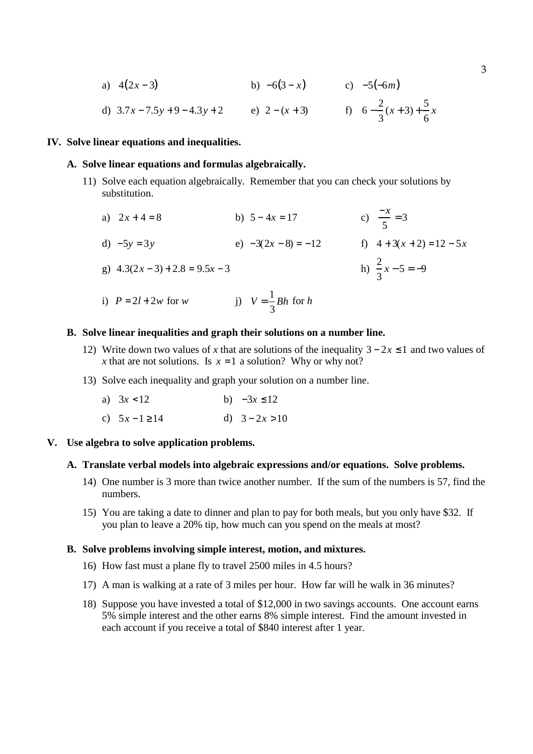a) $4(2x-3)$ b) $-6(3-x)$ c) $-5(-6m)$

d) $3.7x - 7.5y + 9 - 4.3y + 2$ e) $2-(x+3)$ f) $6 - \frac{2}{3}(x+3) + \frac{5}{6}x$

## IV. Solve linear equations and inequalities.

### A. Solve linear equations and formulas algebraically.

11) Solve each equation algebraically. Remember that you can check your solutions by substitution.

a) $2x+4=8$ b) $5-4x=17$ c) $\frac{-x}{5}=3$

d) $-5y=3y$ e) $-3(2x-8)=-12$ f) $4+3(x+2)=12-5x$

g) $4.3(2x-3)+2.8=9.5x-3$ h) $\frac{2}{3}x-5=-9$

i) $P=2l+2w$ for $w$ j) $V=\frac{1}{3}Bh$ for $h$

### B. Solve linear inequalities and graph their solutions on a number line.

12) Write down two values of $x$ that are solutions of the inequality $3-2x \le 1$ and two values of $x$ that are not solutions. Is $x=1$ a solution? Why or why not?

13) Solve each inequality and graph your solution on a number line.

a) $3x<12$ b) $-3x \le 12$

c) $5x-1 \ge 14$ d) $3-2x>10$

## V. Use algebra to solve application problems.

### A. Translate verbal models into algebraic expressions and/or equations. Solve problems.

14) One number is 3 more than twice another number. If the sum of the numbers is 57, find the numbers.

15) You are taking a date to dinner and plan to pay for both meals, but you only have \$32. If you plan to leave a 20% tip, how much can you spend on the meals at most?

### B. Solve problems involving simple interest, motion, and mixtures.

16) How fast must a plane fly to travel 2500 miles in 4.5 hours?

17) A man is walking at a rate of 3 miles per hour. How far will he walk in 36 minutes?

18) Suppose you have invested a total of \$12,000 in two savings accounts. One account earns 5% simple interest and the other earns 8% simple interest. Find the amount invested in each account if you receive a total of \$840 interest after 1 year.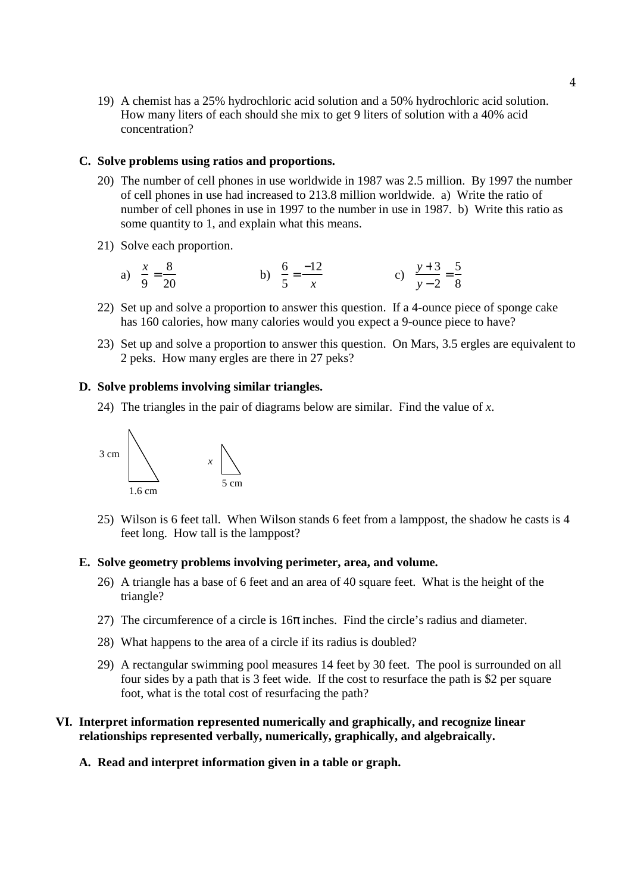19) A chemist has a 25% hydrochloric acid solution and a 50% hydrochloric acid solution. How many liters of each should she mix to get 9 liters of solution with a 40% acid concentration?

**C. Solve problems using ratios and proportions.**

20) The number of cell phones in use worldwide in 1987 was 2.5 million. By 1997 the number of cell phones in use had increased to 213.8 million worldwide. a) Write the ratio of number of cell phones in use in 1997 to the number in use in 1987. b) Write this ratio as some quantity to 1, and explain what this means.

21) Solve each proportion.

a) $\frac{x}{9} = \frac{8}{20}$ b) $\frac{6}{5} = \frac{-12}{x}$ c) $\frac{y+3}{y-2} = \frac{5}{8}$

22) Set up and solve a proportion to answer this question. If a 4-ounce piece of sponge cake has 160 calories, how many calories would you expect a 9-ounce piece to have?

23) Set up and solve a proportion to answer this question. On Mars, 3.5 ergles are equivalent to 2 peks. How many ergles are there in 27 peks?

**D. Solve problems involving similar triangles.**

24) The triangles in the pair of diagrams below are similar. Find the value of *x*.

3 cm 1.6 cm *x* 5 cm

25) Wilson is 6 feet tall. When Wilson stands 6 feet from a lamppost, the shadow he casts is 4 feet long. How tall is the lamppost?

**E. Solve geometry problems involving perimeter, area, and volume.**

26) A triangle has a base of 6 feet and an area of 40 square feet. What is the height of the triangle?

27) The circumference of a circle is $16\pi$ inches. Find the circle's radius and diameter.

28) What happens to the area of a circle if its radius is doubled?

29) A rectangular swimming pool measures 14 feet by 30 feet. The pool is surrounded on all four sides by a path that is 3 feet wide. If the cost to resurface the path is $2 per square foot, what is the total cost of resurfacing the path?

**VI. Interpret information represented numerically and graphically, and recognize linear relationships represented verbally, numerically, graphically, and algebraically.**

**A. Read and interpret information given in a table or graph.**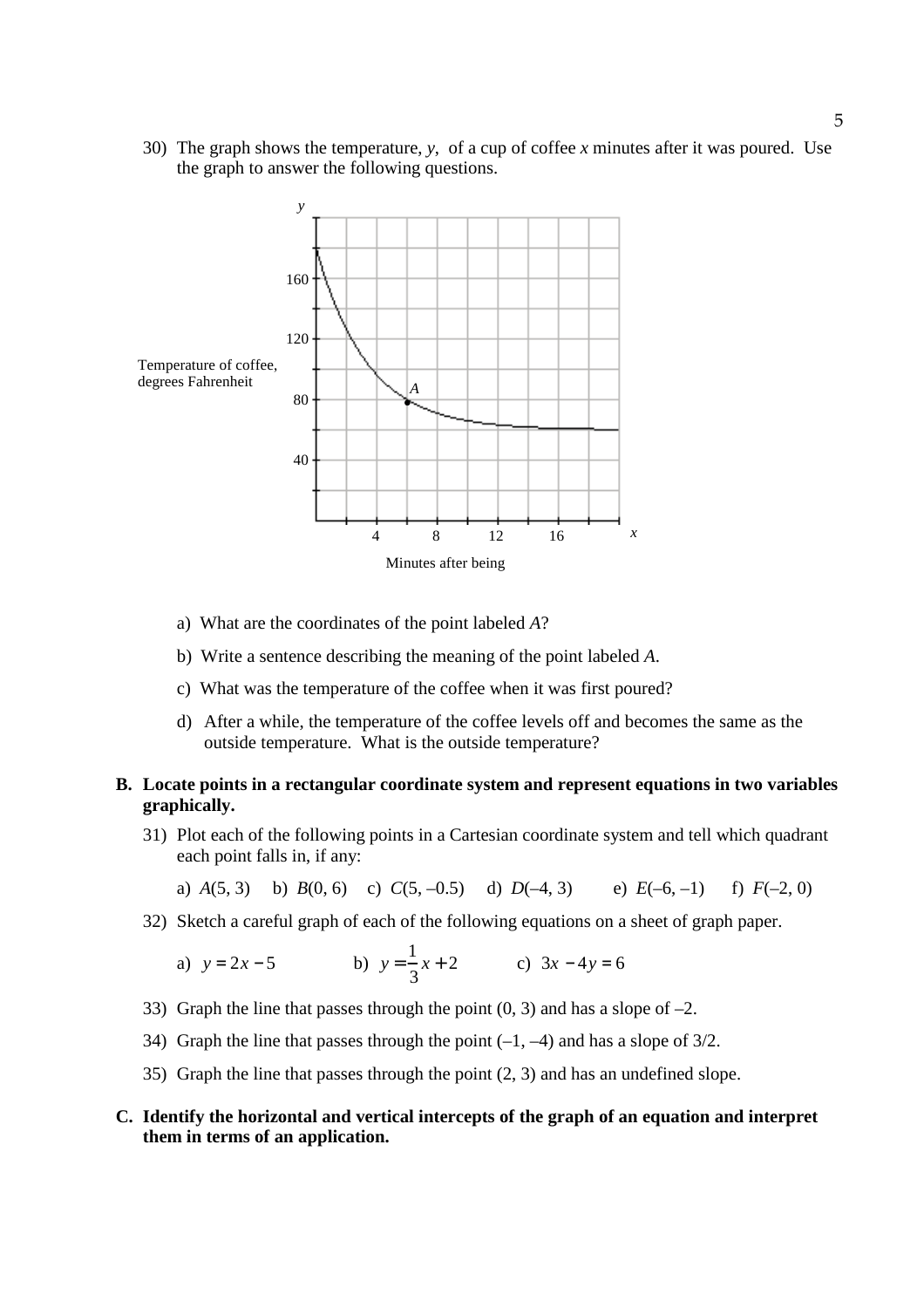30) The graph shows the temperature, $y$, of a cup of coffee $x$ minutes after it was poured. Use the graph to answer the following questions.

y

160

120

Temperature of coffee, degrees Fahrenheit

80

40

4 8 12 16 x

Minutes after being

a) What are the coordinates of the point labeled *A*?

b) Write a sentence describing the meaning of the point labeled *A*.

c) What was the temperature of the coffee when it was first poured?

d) After a while, the temperature of the coffee levels off and becomes the same as the outside temperature. What is the outside temperature?

**B. Locate points in a rectangular coordinate system and represent equations in two variables graphically.**

31) Plot each of the following points in a Cartesian coordinate system and tell which quadrant each point falls in, if any:

a) $A(5, 3)$ b) $B(0, 6)$ c) $C(5, -0.5)$ d) $D(-4, 3)$ e) $E(-6, -1)$ f) $F(-2, 0)$

32) Sketch a careful graph of each of the following equations on a sheet of graph paper.

a) $y = 2x - 5$ b) $y = \frac{1}{3}x + 2$ c) $3x - 4y = 6$

33) Graph the line that passes through the point (0, 3) and has a slope of –2.

34) Graph the line that passes through the point (–1, –4) and has a slope of 3/2.

35) Graph the line that passes through the point (2, 3) and has an undefined slope.

**C. Identify the horizontal and vertical intercepts of the graph of an equation and interpret them in terms of an application.**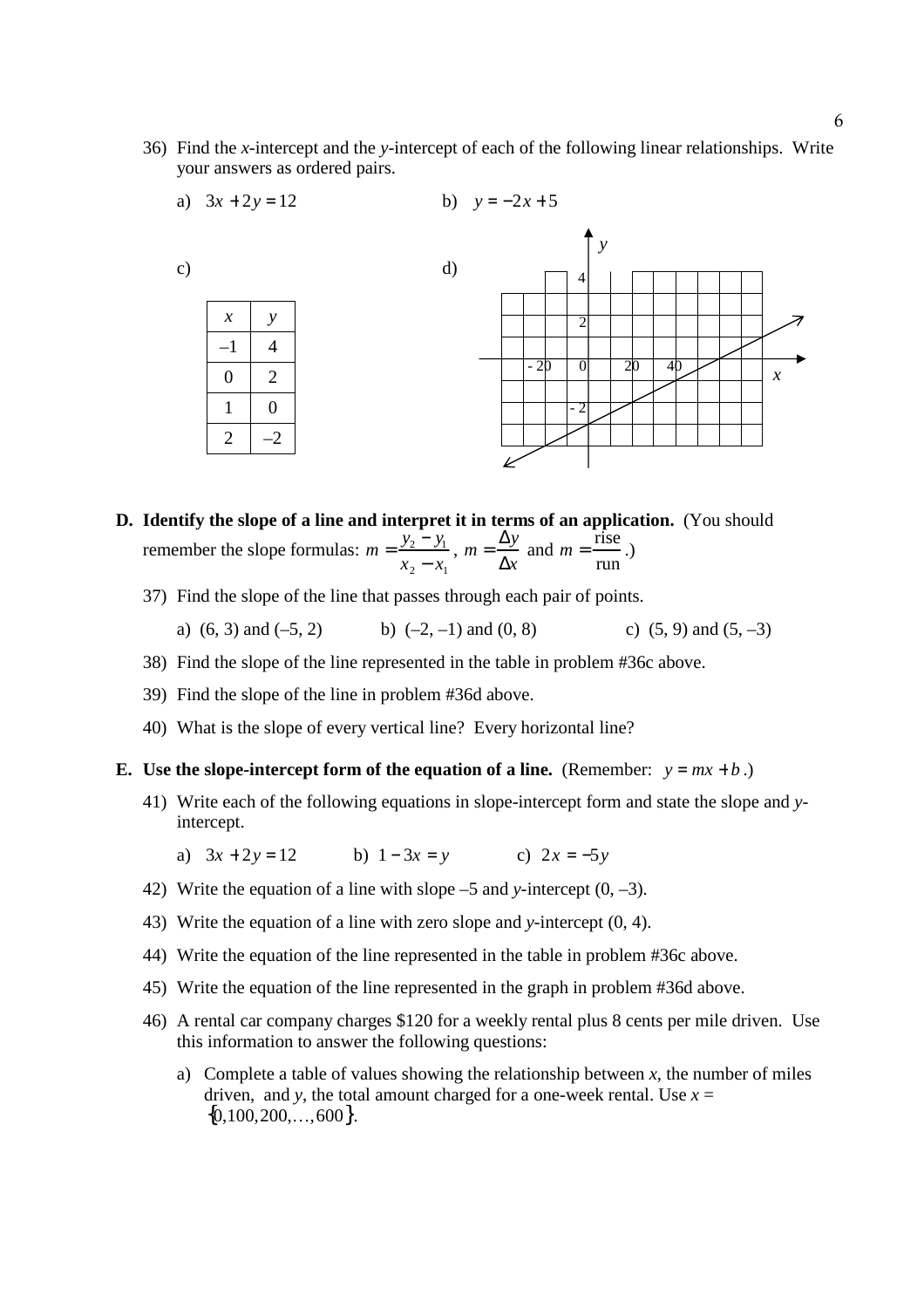36) Find the *x*-intercept and the *y*-intercept of each of the following linear relationships. Write your answers as ordered pairs.

a) $3x + 2y = 12$

b) $y = -2x + 5$

c)

| $x$ | $y$ |
|---|---|
| –1 | 4 |
| 0 | 2 |
| 1 | 0 |
| 2 | –2 |

d)

**D. Identify the slope of a line and interpret it in terms of an application.** (You should remember the slope formulas: $m = \dfrac{y_2 - y_1}{x_2 - x_1}$, $m = \dfrac{\Delta y}{\Delta x}$ and $m = \dfrac{\text{rise}}{\text{run}}$.)

37) Find the slope of the line that passes through each pair of points.

a) (6, 3) and (–5, 2)  b) (–2, –1) and (0, 8)  c) (5, 9) and (5, –3)

38) Find the slope of the line represented in the table in problem #36c above.

39) Find the slope of the line in problem #36d above.

40) What is the slope of every vertical line? Every horizontal line?

**E. Use the slope-intercept form of the equation of a line.** (Remember: $y = mx + b$.)

41) Write each of the following equations in slope-intercept form and state the slope and *y*-intercept.

a) $3x + 2y = 12$  b) $1 - 3x = y$  c) $2x = -5y$

42) Write the equation of a line with slope –5 and *y*-intercept (0, –3).

43) Write the equation of a line with zero slope and *y*-intercept (0, 4).

44) Write the equation of the line represented in the table in problem #36c above.

45) Write the equation of the line represented in the graph in problem #36d above.

46) A rental car company charges $120 for a weekly rental plus 8 cents per mile driven. Use this information to answer the following questions:

a) Complete a table of values showing the relationship between *x*, the number of miles driven, and *y*, the total amount charged for a one-week rental. Use $x = \{0, 100, 200, \ldots, 600\}$.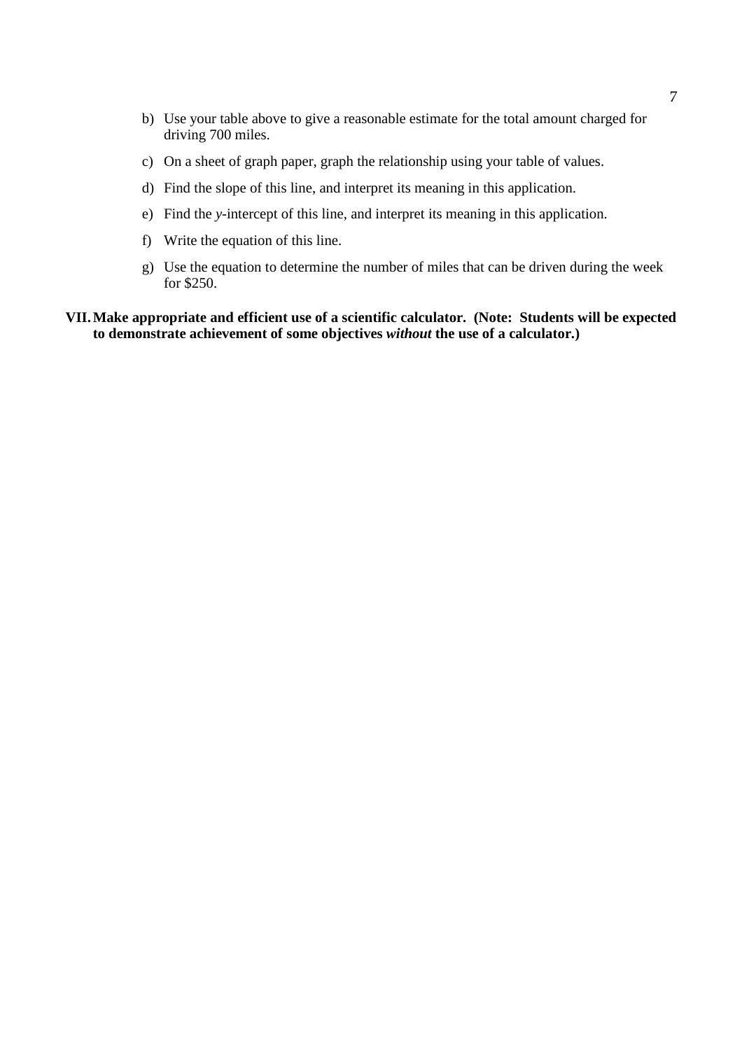b) Use your table above to give a reasonable estimate for the total amount charged for driving 700 miles.

c) On a sheet of graph paper, graph the relationship using your table of values.

d) Find the slope of this line, and interpret its meaning in this application.

e) Find the *y*-intercept of this line, and interpret its meaning in this application.

f) Write the equation of this line.

g) Use the equation to determine the number of miles that can be driven during the week for $250.

**VII. Make appropriate and efficient use of a scientific calculator. (Note: Students will be expected to demonstrate achievement of some objectives *without* the use of a calculator.)**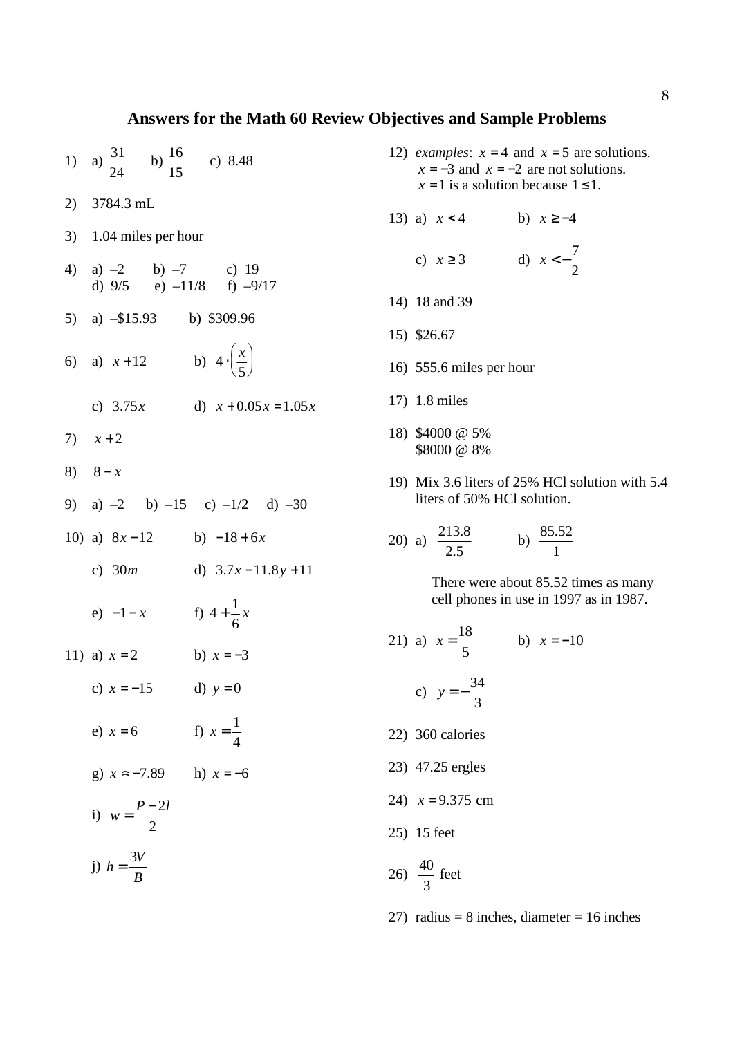# Answers for the Math 60 Review Objectives and Sample Problems

1) a) $\frac{31}{24}$ b) $\frac{16}{15}$ c) 8.48

2) 3784.3 mL

3) 1.04 miles per hour

4) a) –2 b) –7 c) 19
   d) 9/5 e) –11/8 f) –9/17

5) a) –\$15.93 b) \$309.96

6) a) $x+12$ b) $4\cdot\left(\frac{x}{5}\right)$

   c) $3.75x$ d) $x+0.05x=1.05x$

7) $x+2$

8) $8-x$

9) a) –2 b) –15 c) –1/2 d) –30

10) a) $8x-12$ b) $-18+6x$

    c) $30m$ d) $3.7x-11.8y+11$

    e) $-1-x$ f) $4+\frac{1}{6}x$

11) a) $x=2$ b) $x=-3$

    c) $x=-15$ d) $y=0$

    e) $x=6$ f) $x=\frac{1}{4}$

    g) $x\approx-7.89$ h) $x=-6$

    i) $w=\frac{P-2l}{2}$

    j) $h=\frac{3V}{B}$

12) *examples*: $x=4$ and $x=5$ are solutions.
    $x=-3$ and $x=-2$ are not solutions.
    $x=1$ is a solution because $1\le1$.

13) a) $x<4$ b) $x\ge-4$

    c) $x\ge3$ d) $x<-\frac{7}{2}$

14) 18 and 39

15) \$26.67

16) 555.6 miles per hour

17) 1.8 miles

18) \$4000 @ 5%
    \$8000 @ 8%

19) Mix 3.6 liters of 25% HCl solution with 5.4 liters of 50% HCl solution.

20) a) $\frac{213.8}{2.5}$ b) $\frac{85.52}{1}$

    There were about 85.52 times as many cell phones in use in 1997 as in 1987.

21) a) $x=\frac{18}{5}$ b) $x=-10$

    c) $y=-\frac{34}{3}$

22) 360 calories

23) 47.25 ergles

24) $x=9.375$ cm

25) 15 feet

26) $\frac{40}{3}$ feet

27) radius = 8 inches, diameter = 16 inches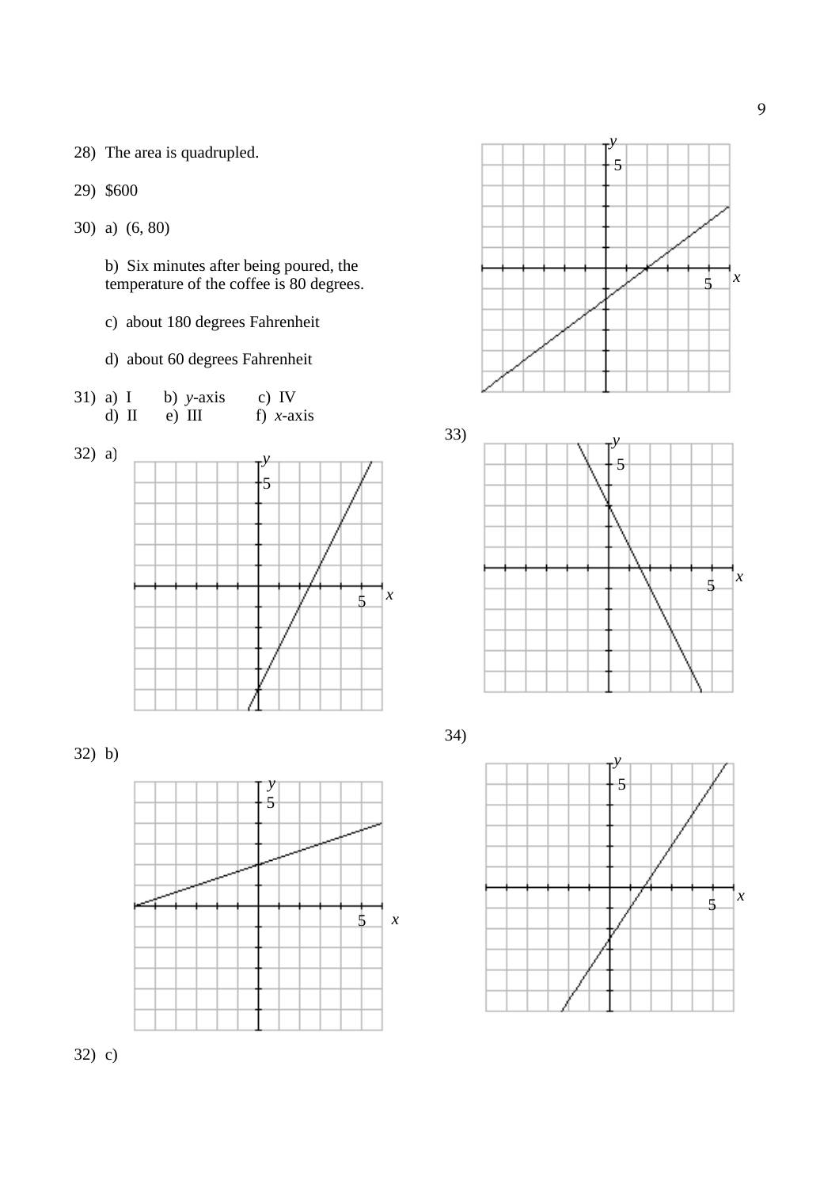28) The area is quadrupled.

29) $600

30) a) (6, 80)

b) Six minutes after being poured, the temperature of the coffee is 80 degrees.

c) about 180 degrees Fahrenheit

d) about 60 degrees Fahrenheit

31) a) I  b) $y$-axis  c) IV
d) II  e) III  f) $x$-axis

32) a)

32) b)

32) c)

33)

34)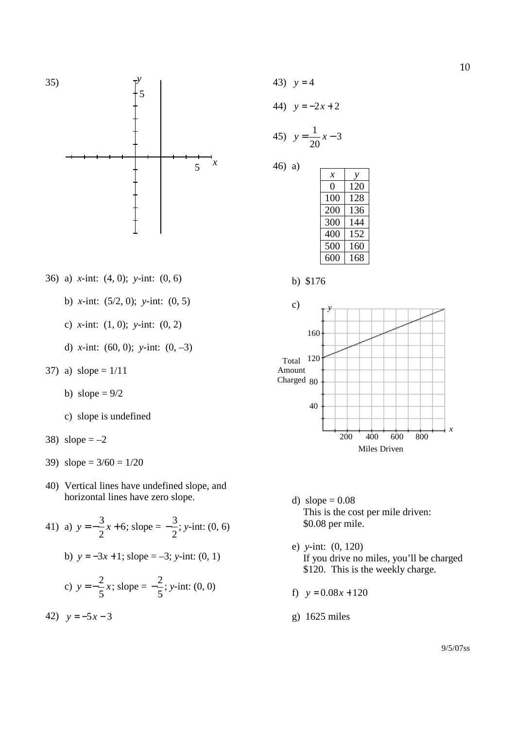35)

y

5

5 x

36) a) $x$-int: (4, 0); $y$-int: (0, 6)

b) $x$-int: (5/2, 0); $y$-int: (0, 5)

c) $x$-int: (1, 0); $y$-int: (0, 2)

d) $x$-int: (60, 0); $y$-int: (0, –3)

37) a) slope = 1/11

b) slope = 9/2

c) slope is undefined

38) slope = –2

39) slope = 3/60 = 1/20

40) Vertical lines have undefined slope, and horizontal lines have zero slope.

41) a) $y = -\frac{3}{2}x + 6$; slope = $-\frac{3}{2}$; $y$-int: (0, 6)

b) $y = -3x + 1$; slope = –3; $y$-int: (0, 1)

c) $y = -\frac{2}{5}x$; slope = $-\frac{2}{5}$; $y$-int: (0, 0)

42) $y = -5x - 3$

43) $y = 4$

44) $y = -2x + 2$

45) $y = \frac{1}{20}x - 3$

46) a)

| $x$ | $y$ |
|---|---|
| 0 | 120 |
| 100 | 128 |
| 200 | 136 |
| 300 | 144 |
| 400 | 152 |
| 500 | 160 |
| 600 | 168 |

b) $176

c)

y

160

120

80

40

Total Amount Charged

200 400 600 800

x

Miles Driven

d) slope = 0.08
This is the cost per mile driven: $0.08 per mile.

e) $y$-int: (0, 120)
If you drive no miles, you'll be charged $120. This is the weekly charge.

f) $y = 0.08x + 120$

g) 1625 miles

9/5/07ss